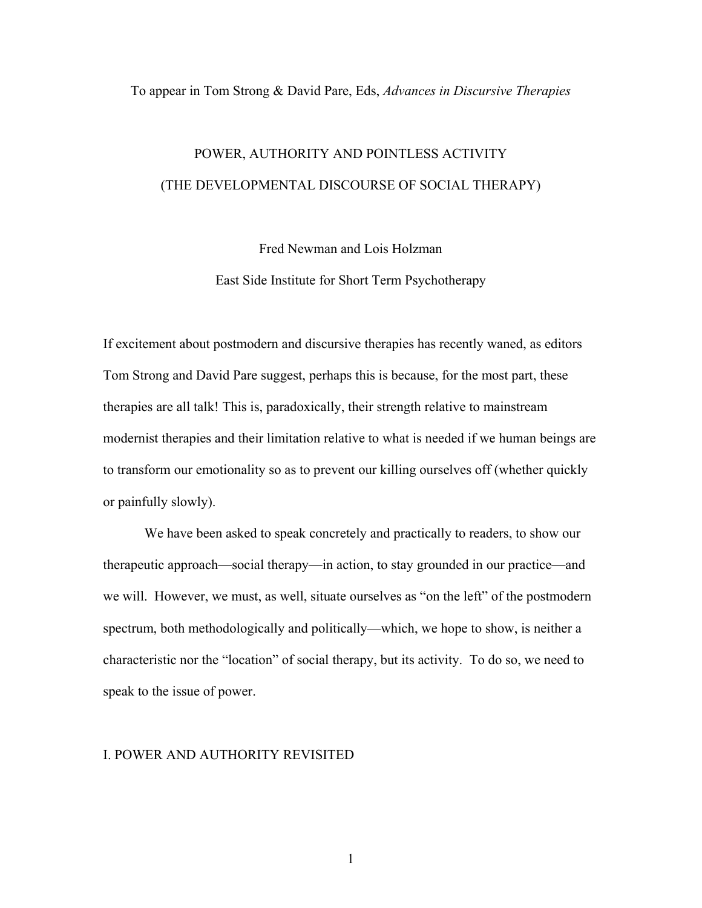To appear in Tom Strong & David Pare, Eds, *Advances in Discursive Therapies*

# POWER, AUTHORITY AND POINTLESS ACTIVITY
# (THE DEVELOPMENTAL DISCOURSE OF SOCIAL THERAPY)

Fred Newman and Lois Holzman

East Side Institute for Short Term Psychotherapy

If excitement about postmodern and discursive therapies has recently waned, as editors Tom Strong and David Pare suggest, perhaps this is because, for the most part, these therapies are all talk! This is, paradoxically, their strength relative to mainstream modernist therapies and their limitation relative to what is needed if we human beings are to transform our emotionality so as to prevent our killing ourselves off (whether quickly or painfully slowly).

We have been asked to speak concretely and practically to readers, to show our therapeutic approach—social therapy—in action, to stay grounded in our practice—and we will. However, we must, as well, situate ourselves as "on the left" of the postmodern spectrum, both methodologically and politically—which, we hope to show, is neither a characteristic nor the "location" of social therapy, but its activity. To do so, we need to speak to the issue of power.

## I. POWER AND AUTHORITY REVISITED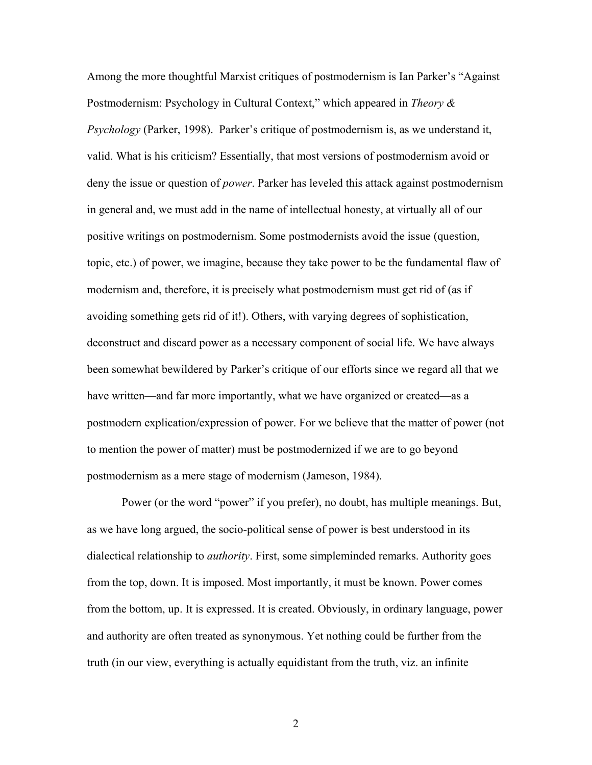Among the more thoughtful Marxist critiques of postmodernism is Ian Parker's "Against Postmodernism: Psychology in Cultural Context," which appeared in *Theory & Psychology* (Parker, 1998). Parker's critique of postmodernism is, as we understand it, valid. What is his criticism? Essentially, that most versions of postmodernism avoid or deny the issue or question of *power*. Parker has leveled this attack against postmodernism in general and, we must add in the name of intellectual honesty, at virtually all of our positive writings on postmodernism. Some postmodernists avoid the issue (question, topic, etc.) of power, we imagine, because they take power to be the fundamental flaw of modernism and, therefore, it is precisely what postmodernism must get rid of (as if avoiding something gets rid of it!). Others, with varying degrees of sophistication, deconstruct and discard power as a necessary component of social life. We have always been somewhat bewildered by Parker's critique of our efforts since we regard all that we have written—and far more importantly, what we have organized or created—as a postmodern explication/expression of power. For we believe that the matter of power (not to mention the power of matter) must be postmodernized if we are to go beyond postmodernism as a mere stage of modernism (Jameson, 1984).

Power (or the word "power" if you prefer), no doubt, has multiple meanings. But, as we have long argued, the socio-political sense of power is best understood in its dialectical relationship to *authority*. First, some simpleminded remarks. Authority goes from the top, down. It is imposed. Most importantly, it must be known. Power comes from the bottom, up. It is expressed. It is created. Obviously, in ordinary language, power and authority are often treated as synonymous. Yet nothing could be further from the truth (in our view, everything is actually equidistant from the truth, viz. an infinite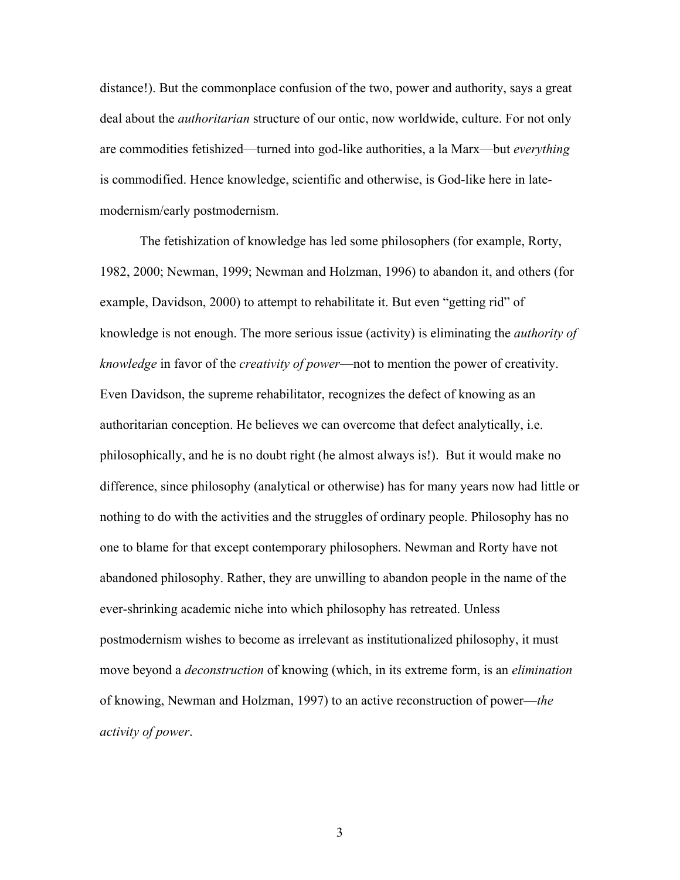distance!). But the commonplace confusion of the two, power and authority, says a great deal about the *authoritarian* structure of our ontic, now worldwide, culture. For not only are commodities fetishized—turned into god-like authorities, a la Marx—but *everything* is commodified. Hence knowledge, scientific and otherwise, is God-like here in late-modernism/early postmodernism.

The fetishization of knowledge has led some philosophers (for example, Rorty, 1982, 2000; Newman, 1999; Newman and Holzman, 1996) to abandon it, and others (for example, Davidson, 2000) to attempt to rehabilitate it. But even "getting rid" of knowledge is not enough. The more serious issue (activity) is eliminating the *authority of knowledge* in favor of the *creativity of power*—not to mention the power of creativity. Even Davidson, the supreme rehabilitator, recognizes the defect of knowing as an authoritarian conception. He believes we can overcome that defect analytically, i.e. philosophically, and he is no doubt right (he almost always is!). But it would make no difference, since philosophy (analytical or otherwise) has for many years now had little or nothing to do with the activities and the struggles of ordinary people. Philosophy has no one to blame for that except contemporary philosophers. Newman and Rorty have not abandoned philosophy. Rather, they are unwilling to abandon people in the name of the ever-shrinking academic niche into which philosophy has retreated. Unless postmodernism wishes to become as irrelevant as institutionalized philosophy, it must move beyond a *deconstruction* of knowing (which, in its extreme form, is an *elimination* of knowing, Newman and Holzman, 1997) to an active reconstruction of power—*the activity of power*.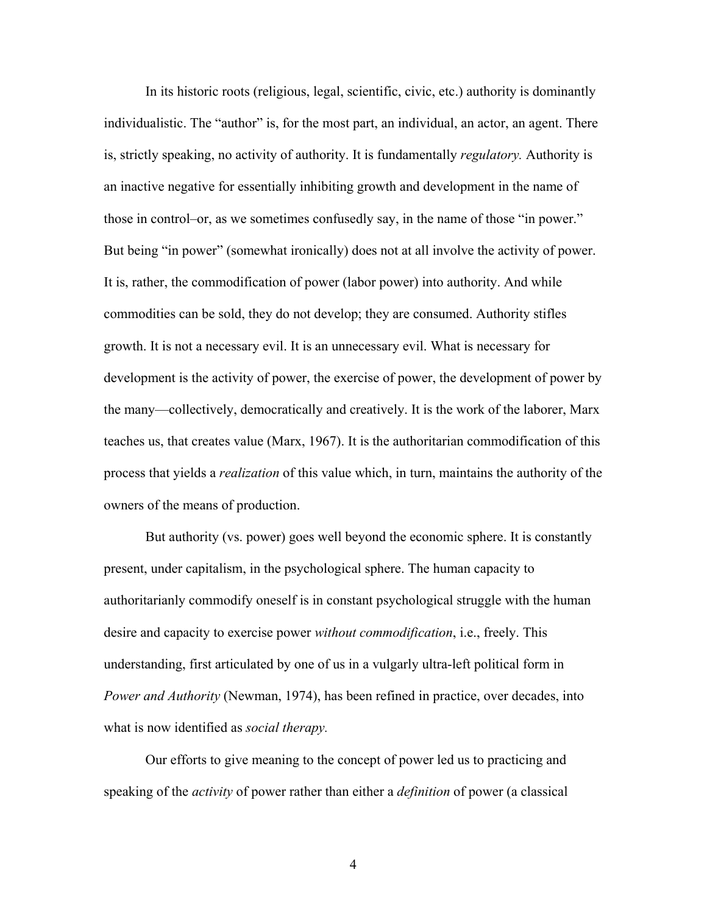In its historic roots (religious, legal, scientific, civic, etc.) authority is dominantly individualistic. The "author" is, for the most part, an individual, an actor, an agent. There is, strictly speaking, no activity of authority. It is fundamentally *regulatory.* Authority is an inactive negative for essentially inhibiting growth and development in the name of those in control–or, as we sometimes confusedly say, in the name of those "in power." But being "in power" (somewhat ironically) does not at all involve the activity of power. It is, rather, the commodification of power (labor power) into authority. And while commodities can be sold, they do not develop; they are consumed. Authority stifles growth. It is not a necessary evil. It is an unnecessary evil. What is necessary for development is the activity of power, the exercise of power, the development of power by the many—collectively, democratically and creatively. It is the work of the laborer, Marx teaches us, that creates value (Marx, 1967). It is the authoritarian commodification of this process that yields a *realization* of this value which, in turn, maintains the authority of the owners of the means of production.

But authority (vs. power) goes well beyond the economic sphere. It is constantly present, under capitalism, in the psychological sphere. The human capacity to authoritarianly commodify oneself is in constant psychological struggle with the human desire and capacity to exercise power *without commodification*, i.e., freely. This understanding, first articulated by one of us in a vulgarly ultra-left political form in *Power and Authority* (Newman, 1974), has been refined in practice, over decades, into what is now identified as *social therapy.*

Our efforts to give meaning to the concept of power led us to practicing and speaking of the *activity* of power rather than either a *definition* of power (a classical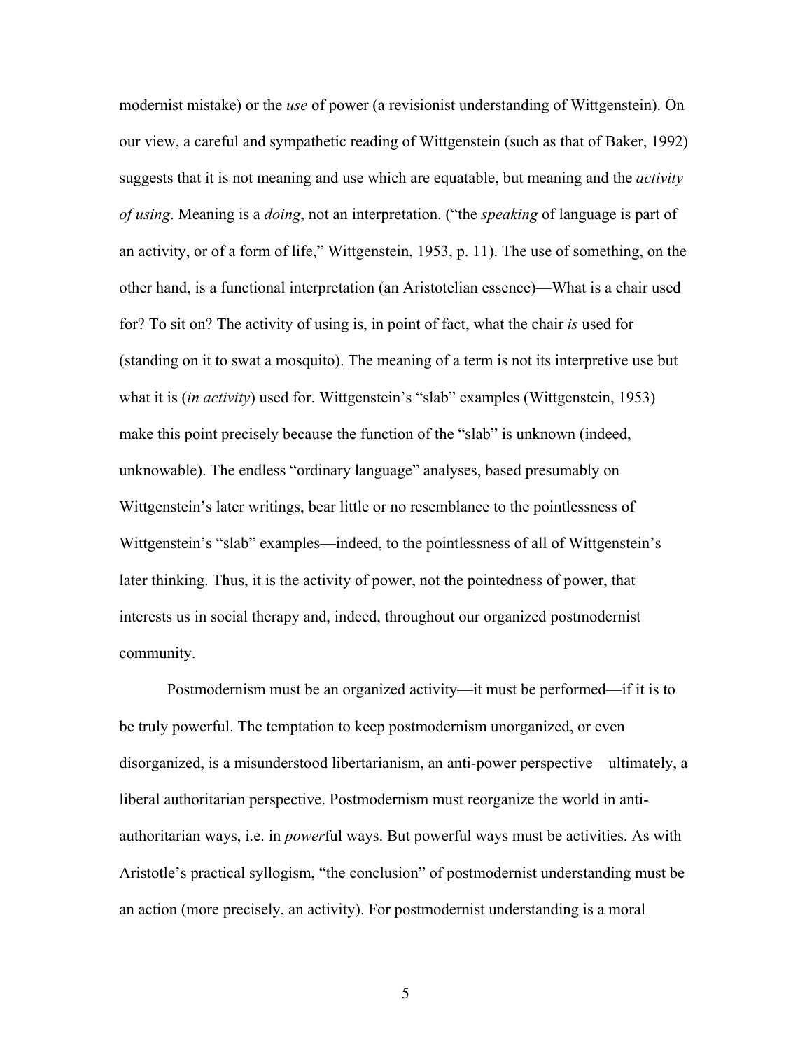modernist mistake) or the *use* of power (a revisionist understanding of Wittgenstein). On our view, a careful and sympathetic reading of Wittgenstein (such as that of Baker, 1992) suggests that it is not meaning and use which are equatable, but meaning and the *activity of using*. Meaning is a *doing*, not an interpretation. ("the *speaking* of language is part of an activity, or of a form of life," Wittgenstein, 1953, p. 11). The use of something, on the other hand, is a functional interpretation (an Aristotelian essence)—What is a chair used for? To sit on? The activity of using is, in point of fact, what the chair *is* used for (standing on it to swat a mosquito). The meaning of a term is not its interpretive use but what it is (*in activity*) used for. Wittgenstein's "slab" examples (Wittgenstein, 1953) make this point precisely because the function of the "slab" is unknown (indeed, unknowable). The endless "ordinary language" analyses, based presumably on Wittgenstein's later writings, bear little or no resemblance to the pointlessness of Wittgenstein's "slab" examples—indeed, to the pointlessness of all of Wittgenstein's later thinking. Thus, it is the activity of power, not the pointedness of power, that interests us in social therapy and, indeed, throughout our organized postmodernist community.

Postmodernism must be an organized activity—it must be performed—if it is to be truly powerful. The temptation to keep postmodernism unorganized, or even disorganized, is a misunderstood libertarianism, an anti-power perspective—ultimately, a liberal authoritarian perspective. Postmodernism must reorganize the world in anti-authoritarian ways, i.e. in *power*ful ways. But powerful ways must be activities. As with Aristotle's practical syllogism, "the conclusion" of postmodernist understanding must be an action (more precisely, an activity). For postmodernist understanding is a moral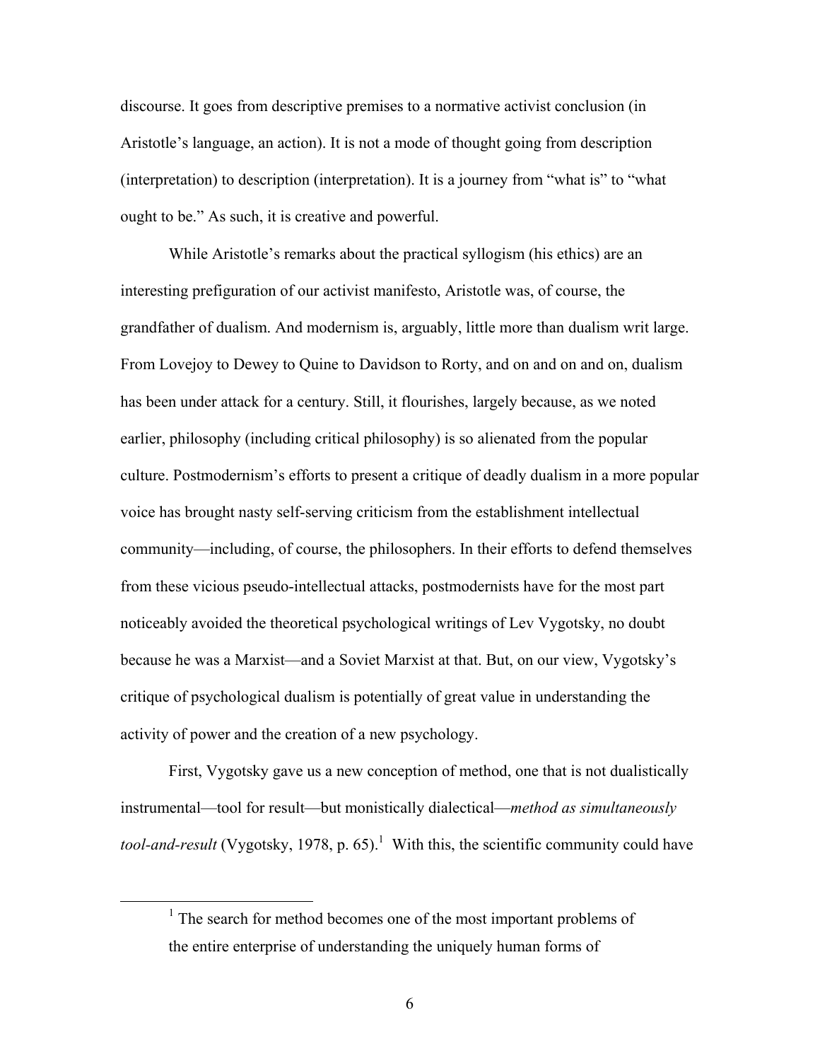discourse. It goes from descriptive premises to a normative activist conclusion (in Aristotle's language, an action). It is not a mode of thought going from description (interpretation) to description (interpretation). It is a journey from "what is" to "what ought to be." As such, it is creative and powerful.

While Aristotle's remarks about the practical syllogism (his ethics) are an interesting prefiguration of our activist manifesto, Aristotle was, of course, the grandfather of dualism. And modernism is, arguably, little more than dualism writ large. From Lovejoy to Dewey to Quine to Davidson to Rorty, and on and on and on, dualism has been under attack for a century. Still, it flourishes, largely because, as we noted earlier, philosophy (including critical philosophy) is so alienated from the popular culture. Postmodernism's efforts to present a critique of deadly dualism in a more popular voice has brought nasty self-serving criticism from the establishment intellectual community—including, of course, the philosophers. In their efforts to defend themselves from these vicious pseudo-intellectual attacks, postmodernists have for the most part noticeably avoided the theoretical psychological writings of Lev Vygotsky, no doubt because he was a Marxist—and a Soviet Marxist at that. But, on our view, Vygotsky's critique of psychological dualism is potentially of great value in understanding the activity of power and the creation of a new psychology.

First, Vygotsky gave us a new conception of method, one that is not dualistically instrumental—tool for result—but monistically dialectical—*method as simultaneously tool-and-result* (Vygotsky, 1978, p. 65).[1] With this, the scientific community could have

[1] The search for method becomes one of the most important problems of the entire enterprise of understanding the uniquely human forms of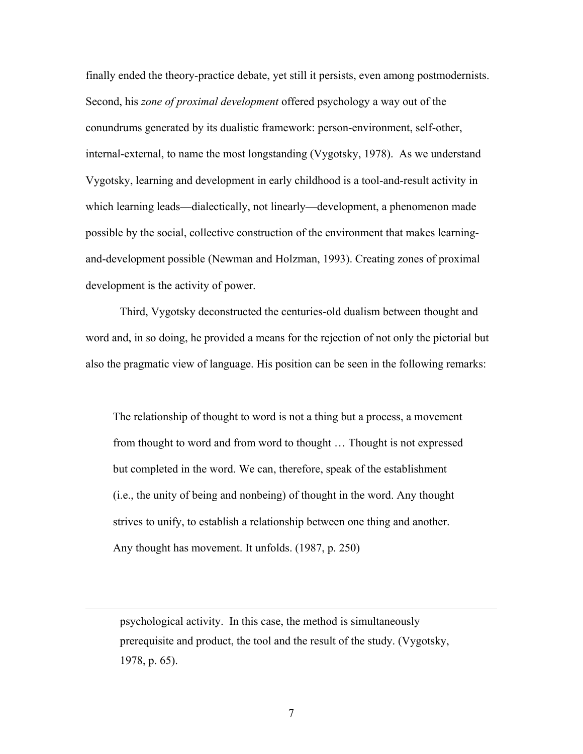finally ended the theory-practice debate, yet still it persists, even among postmodernists. Second, his *zone of proximal development* offered psychology a way out of the conundrums generated by its dualistic framework: person-environment, self-other, internal-external, to name the most longstanding (Vygotsky, 1978). As we understand Vygotsky, learning and development in early childhood is a tool-and-result activity in which learning leads—dialectically, not linearly—development, a phenomenon made possible by the social, collective construction of the environment that makes learning-and-development possible (Newman and Holzman, 1993). Creating zones of proximal development is the activity of power.

Third, Vygotsky deconstructed the centuries-old dualism between thought and word and, in so doing, he provided a means for the rejection of not only the pictorial but also the pragmatic view of language. His position can be seen in the following remarks:

> The relationship of thought to word is not a thing but a process, a movement from thought to word and from word to thought … Thought is not expressed but completed in the word. We can, therefore, speak of the establishment (i.e., the unity of being and nonbeing) of thought in the word. Any thought strives to unify, to establish a relationship between one thing and another. Any thought has movement. It unfolds. (1987, p. 250)

---

psychological activity. In this case, the method is simultaneously prerequisite and product, the tool and the result of the study. (Vygotsky, 1978, p. 65).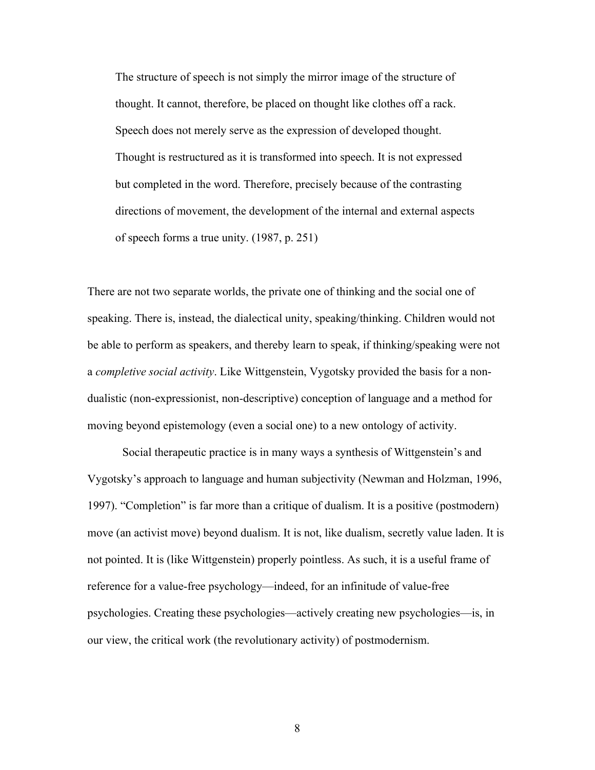> The structure of speech is not simply the mirror image of the structure of thought. It cannot, therefore, be placed on thought like clothes off a rack. Speech does not merely serve as the expression of developed thought. Thought is restructured as it is transformed into speech. It is not expressed but completed in the word. Therefore, precisely because of the contrasting directions of movement, the development of the internal and external aspects of speech forms a true unity. (1987, p. 251)

There are not two separate worlds, the private one of thinking and the social one of speaking. There is, instead, the dialectical unity, speaking/thinking. Children would not be able to perform as speakers, and thereby learn to speak, if thinking/speaking were not a *completive social activity*. Like Wittgenstein, Vygotsky provided the basis for a non-dualistic (non-expressionist, non-descriptive) conception of language and a method for moving beyond epistemology (even a social one) to a new ontology of activity.

Social therapeutic practice is in many ways a synthesis of Wittgenstein's and Vygotsky's approach to language and human subjectivity (Newman and Holzman, 1996, 1997). "Completion" is far more than a critique of dualism. It is a positive (postmodern) move (an activist move) beyond dualism. It is not, like dualism, secretly value laden. It is not pointed. It is (like Wittgenstein) properly pointless. As such, it is a useful frame of reference for a value-free psychology—indeed, for an infinitude of value-free psychologies. Creating these psychologies—actively creating new psychologies—is, in our view, the critical work (the revolutionary activity) of postmodernism.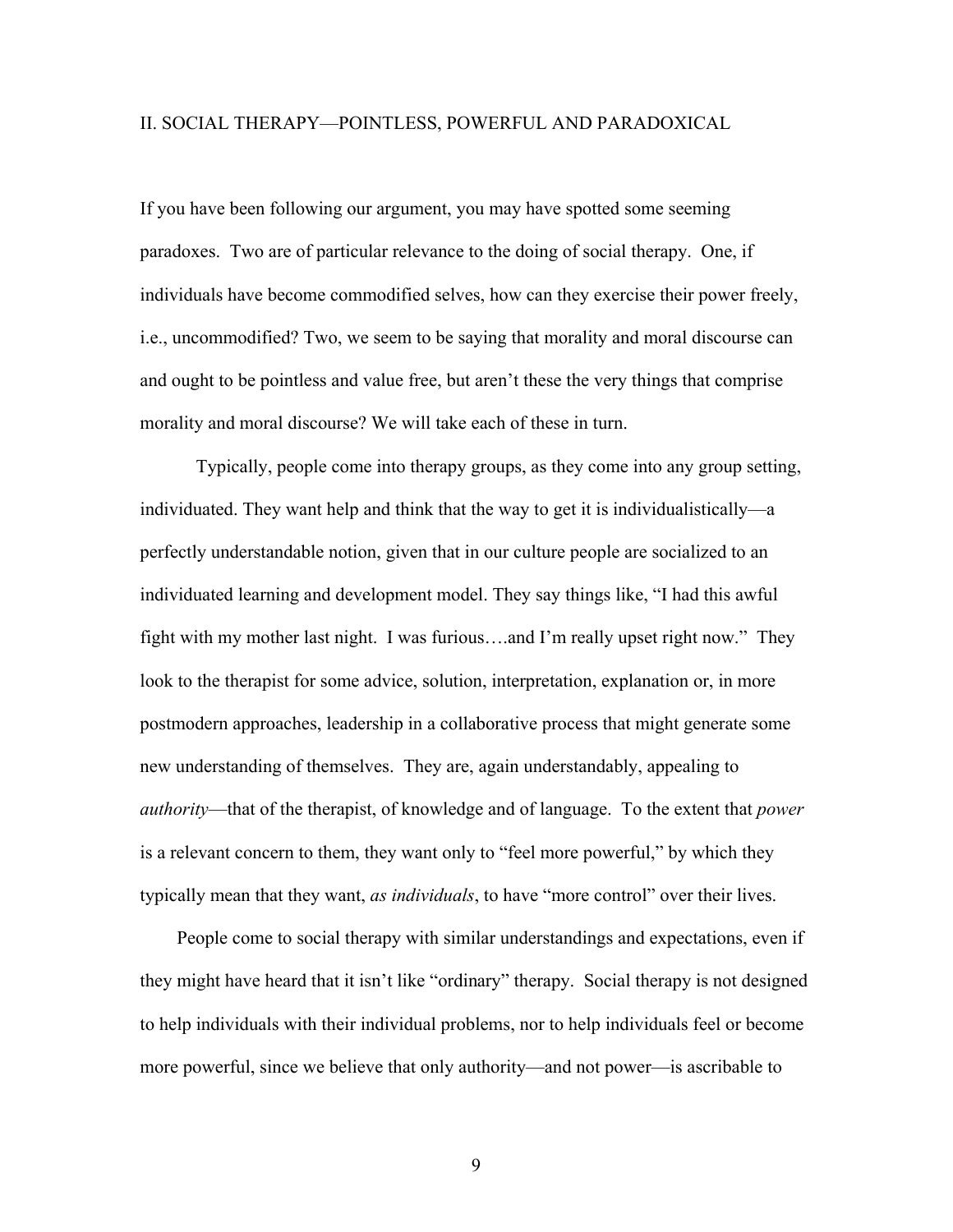## II. SOCIAL THERAPY—POINTLESS, POWERFUL AND PARADOXICAL

If you have been following our argument, you may have spotted some seeming paradoxes. Two are of particular relevance to the doing of social therapy. One, if individuals have become commodified selves, how can they exercise their power freely, i.e., uncommodified? Two, we seem to be saying that morality and moral discourse can and ought to be pointless and value free, but aren't these the very things that comprise morality and moral discourse? We will take each of these in turn.

Typically, people come into therapy groups, as they come into any group setting, individuated. They want help and think that the way to get it is individualistically—a perfectly understandable notion, given that in our culture people are socialized to an individuated learning and development model. They say things like, "I had this awful fight with my mother last night. I was furious….and I'm really upset right now." They look to the therapist for some advice, solution, interpretation, explanation or, in more postmodern approaches, leadership in a collaborative process that might generate some new understanding of themselves. They are, again understandably, appealing to *authority*—that of the therapist, of knowledge and of language. To the extent that *power* is a relevant concern to them, they want only to "feel more powerful," by which they typically mean that they want, *as individuals*, to have "more control" over their lives.

People come to social therapy with similar understandings and expectations, even if they might have heard that it isn't like "ordinary" therapy. Social therapy is not designed to help individuals with their individual problems, nor to help individuals feel or become more powerful, since we believe that only authority—and not power—is ascribable to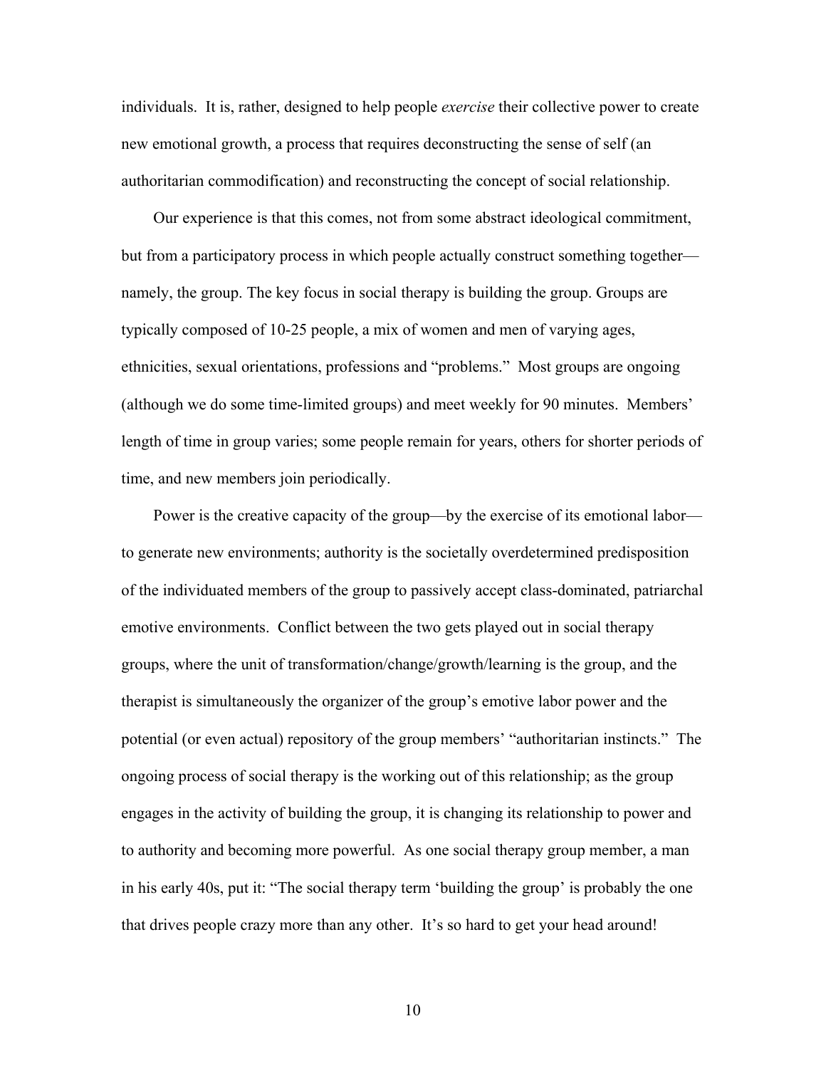individuals. It is, rather, designed to help people *exercise* their collective power to create new emotional growth, a process that requires deconstructing the sense of self (an authoritarian commodification) and reconstructing the concept of social relationship.

Our experience is that this comes, not from some abstract ideological commitment, but from a participatory process in which people actually construct something together—namely, the group. The key focus in social therapy is building the group. Groups are typically composed of 10-25 people, a mix of women and men of varying ages, ethnicities, sexual orientations, professions and "problems." Most groups are ongoing (although we do some time-limited groups) and meet weekly for 90 minutes. Members' length of time in group varies; some people remain for years, others for shorter periods of time, and new members join periodically.

Power is the creative capacity of the group—by the exercise of its emotional labor—to generate new environments; authority is the societally overdetermined predisposition of the individuated members of the group to passively accept class-dominated, patriarchal emotive environments. Conflict between the two gets played out in social therapy groups, where the unit of transformation/change/growth/learning is the group, and the therapist is simultaneously the organizer of the group's emotive labor power and the potential (or even actual) repository of the group members' "authoritarian instincts." The ongoing process of social therapy is the working out of this relationship; as the group engages in the activity of building the group, it is changing its relationship to power and to authority and becoming more powerful. As one social therapy group member, a man in his early 40s, put it: "The social therapy term 'building the group' is probably the one that drives people crazy more than any other. It's so hard to get your head around!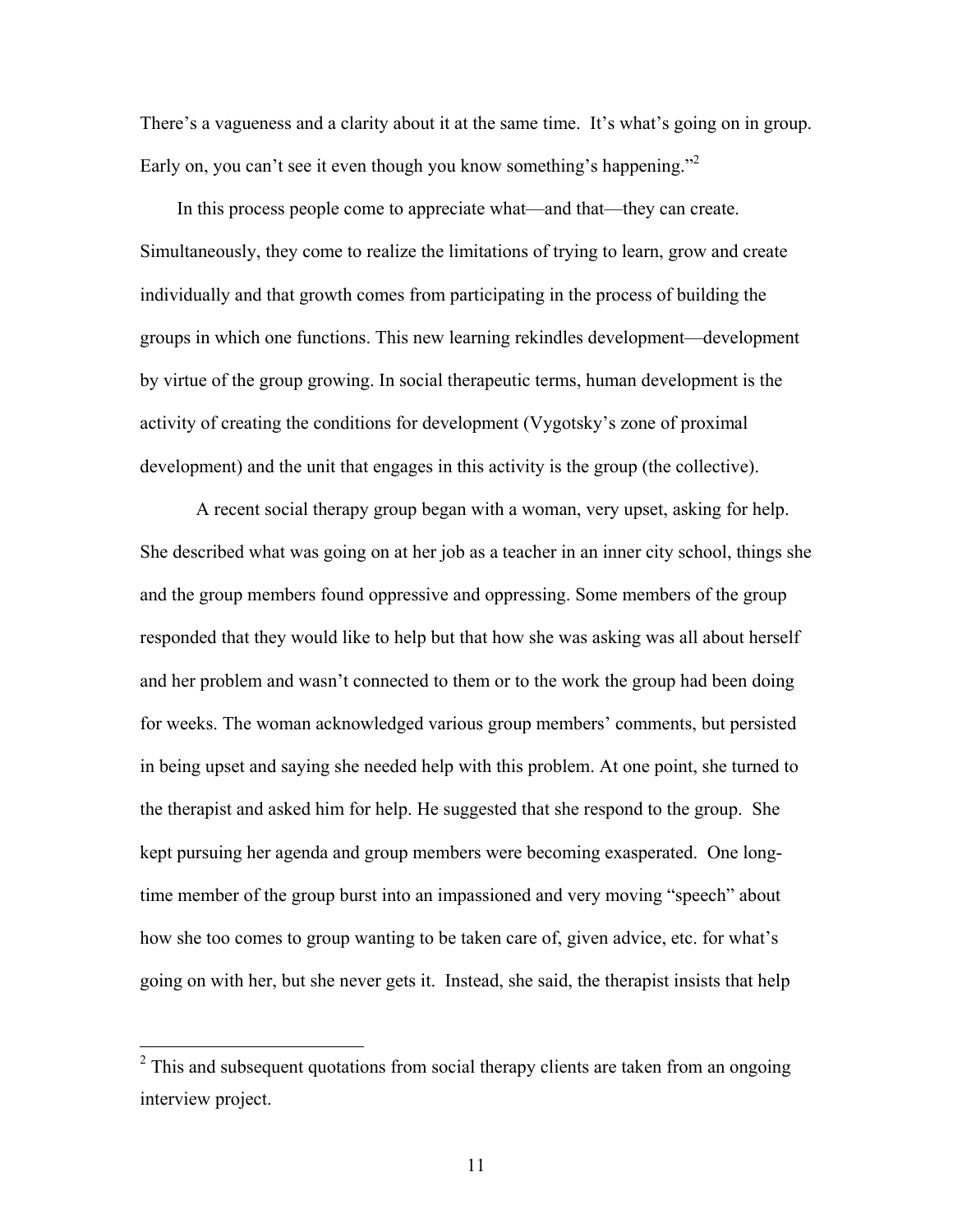There's a vagueness and a clarity about it at the same time. It's what's going on in group. Early on, you can't see it even though you know something's happening."[2]

In this process people come to appreciate what—and that—they can create. Simultaneously, they come to realize the limitations of trying to learn, grow and create individually and that growth comes from participating in the process of building the groups in which one functions. This new learning rekindles development—development by virtue of the group growing. In social therapeutic terms, human development is the activity of creating the conditions for development (Vygotsky's zone of proximal development) and the unit that engages in this activity is the group (the collective).

A recent social therapy group began with a woman, very upset, asking for help. She described what was going on at her job as a teacher in an inner city school, things she and the group members found oppressive and oppressing. Some members of the group responded that they would like to help but that how she was asking was all about herself and her problem and wasn't connected to them or to the work the group had been doing for weeks. The woman acknowledged various group members' comments, but persisted in being upset and saying she needed help with this problem. At one point, she turned to the therapist and asked him for help. He suggested that she respond to the group. She kept pursuing her agenda and group members were becoming exasperated. One long-time member of the group burst into an impassioned and very moving "speech" about how she too comes to group wanting to be taken care of, given advice, etc. for what's going on with her, but she never gets it. Instead, she said, the therapist insists that help

[2] This and subsequent quotations from social therapy clients are taken from an ongoing interview project.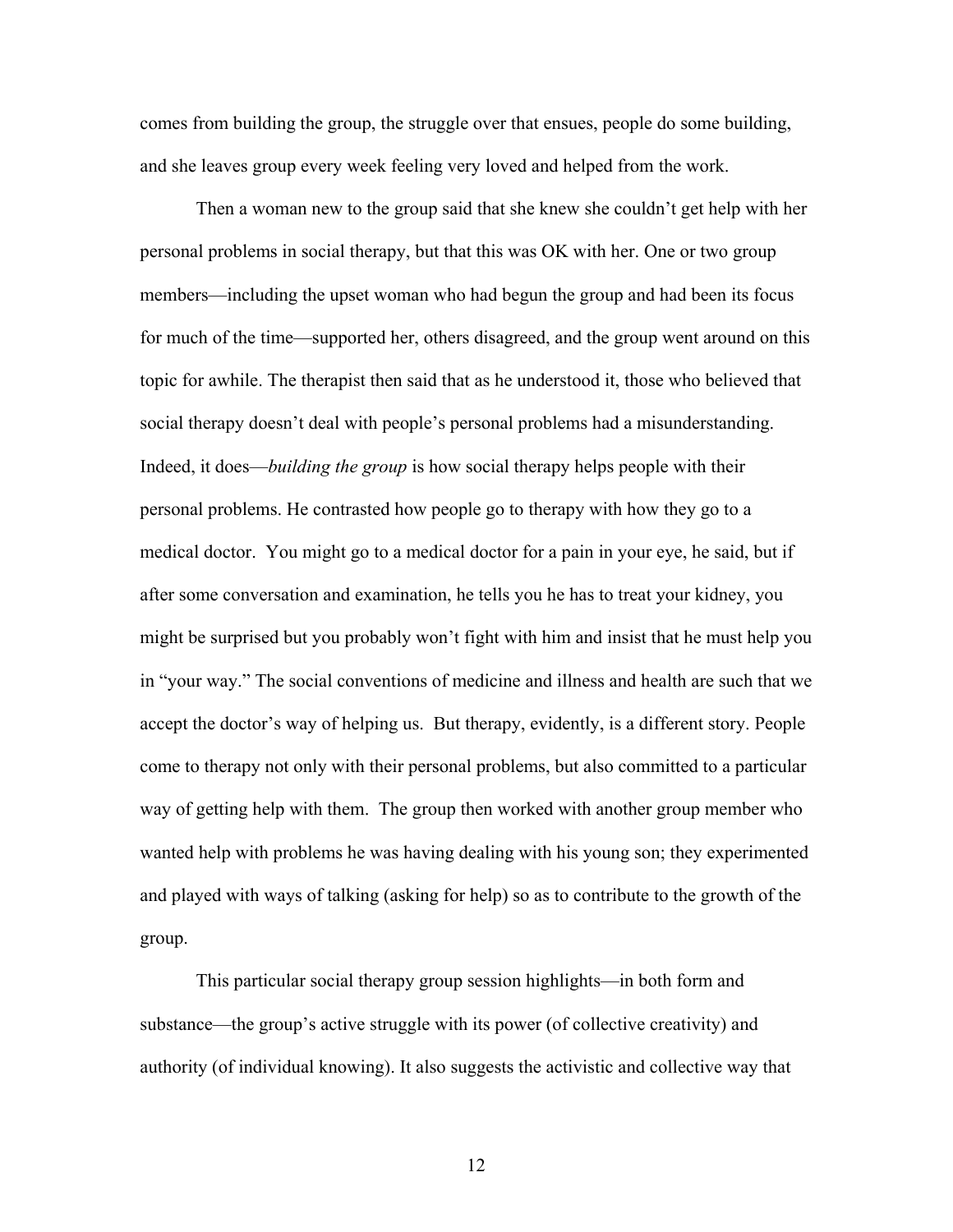comes from building the group, the struggle over that ensues, people do some building, and she leaves group every week feeling very loved and helped from the work.

Then a woman new to the group said that she knew she couldn't get help with her personal problems in social therapy, but that this was OK with her. One or two group members—including the upset woman who had begun the group and had been its focus for much of the time—supported her, others disagreed, and the group went around on this topic for awhile. The therapist then said that as he understood it, those who believed that social therapy doesn't deal with people's personal problems had a misunderstanding. Indeed, it does—*building the group* is how social therapy helps people with their personal problems. He contrasted how people go to therapy with how they go to a medical doctor. You might go to a medical doctor for a pain in your eye, he said, but if after some conversation and examination, he tells you he has to treat your kidney, you might be surprised but you probably won't fight with him and insist that he must help you in "your way." The social conventions of medicine and illness and health are such that we accept the doctor's way of helping us. But therapy, evidently, is a different story. People come to therapy not only with their personal problems, but also committed to a particular way of getting help with them. The group then worked with another group member who wanted help with problems he was having dealing with his young son; they experimented and played with ways of talking (asking for help) so as to contribute to the growth of the group.

This particular social therapy group session highlights—in both form and substance—the group's active struggle with its power (of collective creativity) and authority (of individual knowing). It also suggests the activistic and collective way that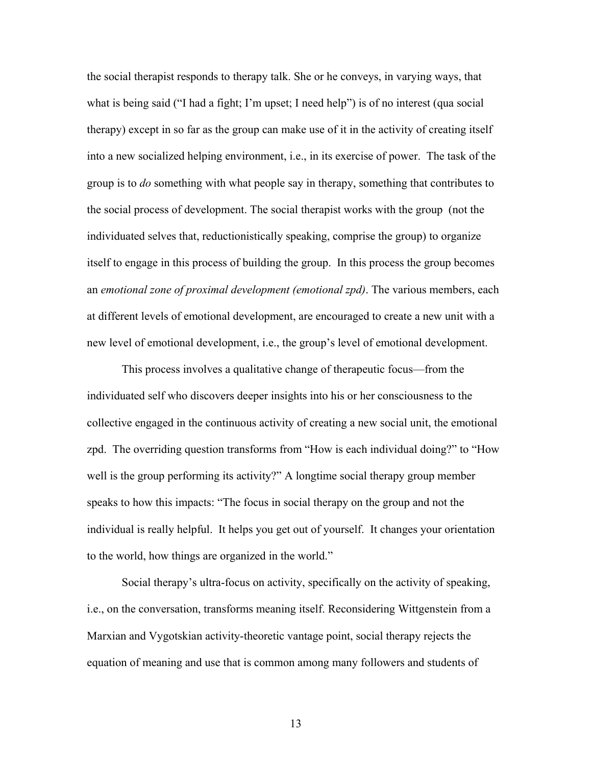the social therapist responds to therapy talk. She or he conveys, in varying ways, that what is being said ("I had a fight; I'm upset; I need help") is of no interest (qua social therapy) except in so far as the group can make use of it in the activity of creating itself into a new socialized helping environment, i.e., in its exercise of power. The task of the group is to *do* something with what people say in therapy, something that contributes to the social process of development. The social therapist works with the group (not the individuated selves that, reductionistically speaking, comprise the group) to organize itself to engage in this process of building the group. In this process the group becomes an *emotional zone of proximal development (emotional zpd)*. The various members, each at different levels of emotional development, are encouraged to create a new unit with a new level of emotional development, i.e., the group's level of emotional development.

This process involves a qualitative change of therapeutic focus—from the individuated self who discovers deeper insights into his or her consciousness to the collective engaged in the continuous activity of creating a new social unit, the emotional zpd. The overriding question transforms from "How is each individual doing?" to "How well is the group performing its activity?" A longtime social therapy group member speaks to how this impacts: "The focus in social therapy on the group and not the individual is really helpful. It helps you get out of yourself. It changes your orientation to the world, how things are organized in the world."

Social therapy's ultra-focus on activity, specifically on the activity of speaking, i.e., on the conversation, transforms meaning itself. Reconsidering Wittgenstein from a Marxian and Vygotskian activity-theoretic vantage point, social therapy rejects the equation of meaning and use that is common among many followers and students of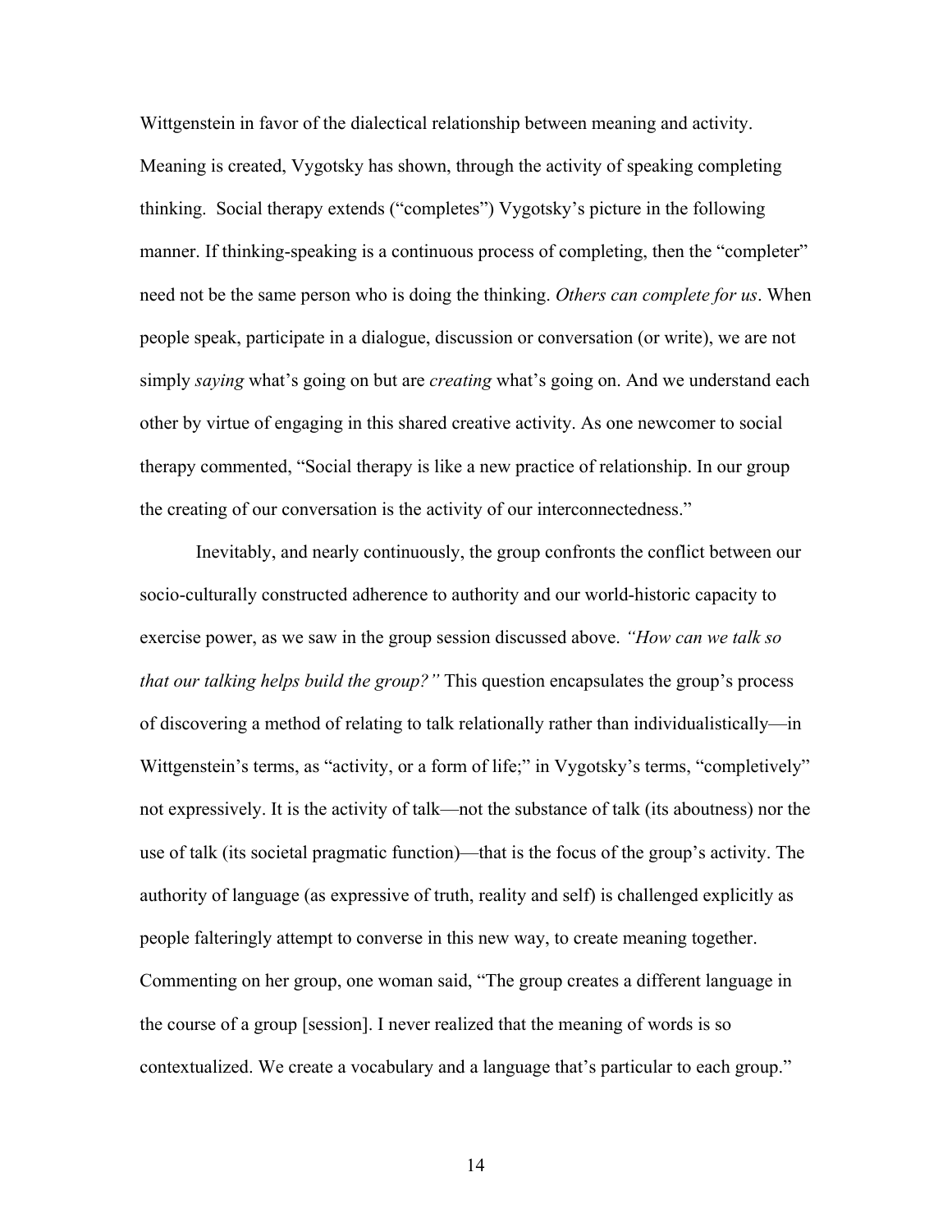Wittgenstein in favor of the dialectical relationship between meaning and activity. Meaning is created, Vygotsky has shown, through the activity of speaking completing thinking. Social therapy extends ("completes") Vygotsky's picture in the following manner. If thinking-speaking is a continuous process of completing, then the "completer" need not be the same person who is doing the thinking. *Others can complete for us*. When people speak, participate in a dialogue, discussion or conversation (or write), we are not simply *saying* what's going on but are *creating* what's going on. And we understand each other by virtue of engaging in this shared creative activity. As one newcomer to social therapy commented, "Social therapy is like a new practice of relationship. In our group the creating of our conversation is the activity of our interconnectedness."

Inevitably, and nearly continuously, the group confronts the conflict between our socio-culturally constructed adherence to authority and our world-historic capacity to exercise power, as we saw in the group session discussed above. *"How can we talk so that our talking helps build the group?"* This question encapsulates the group's process of discovering a method of relating to talk relationally rather than individualistically—in Wittgenstein's terms, as "activity, or a form of life;" in Vygotsky's terms, "completively" not expressively. It is the activity of talk—not the substance of talk (its aboutness) nor the use of talk (its societal pragmatic function)—that is the focus of the group's activity. The authority of language (as expressive of truth, reality and self) is challenged explicitly as people falteringly attempt to converse in this new way, to create meaning together. Commenting on her group, one woman said, "The group creates a different language in the course of a group [session]. I never realized that the meaning of words is so contextualized. We create a vocabulary and a language that's particular to each group."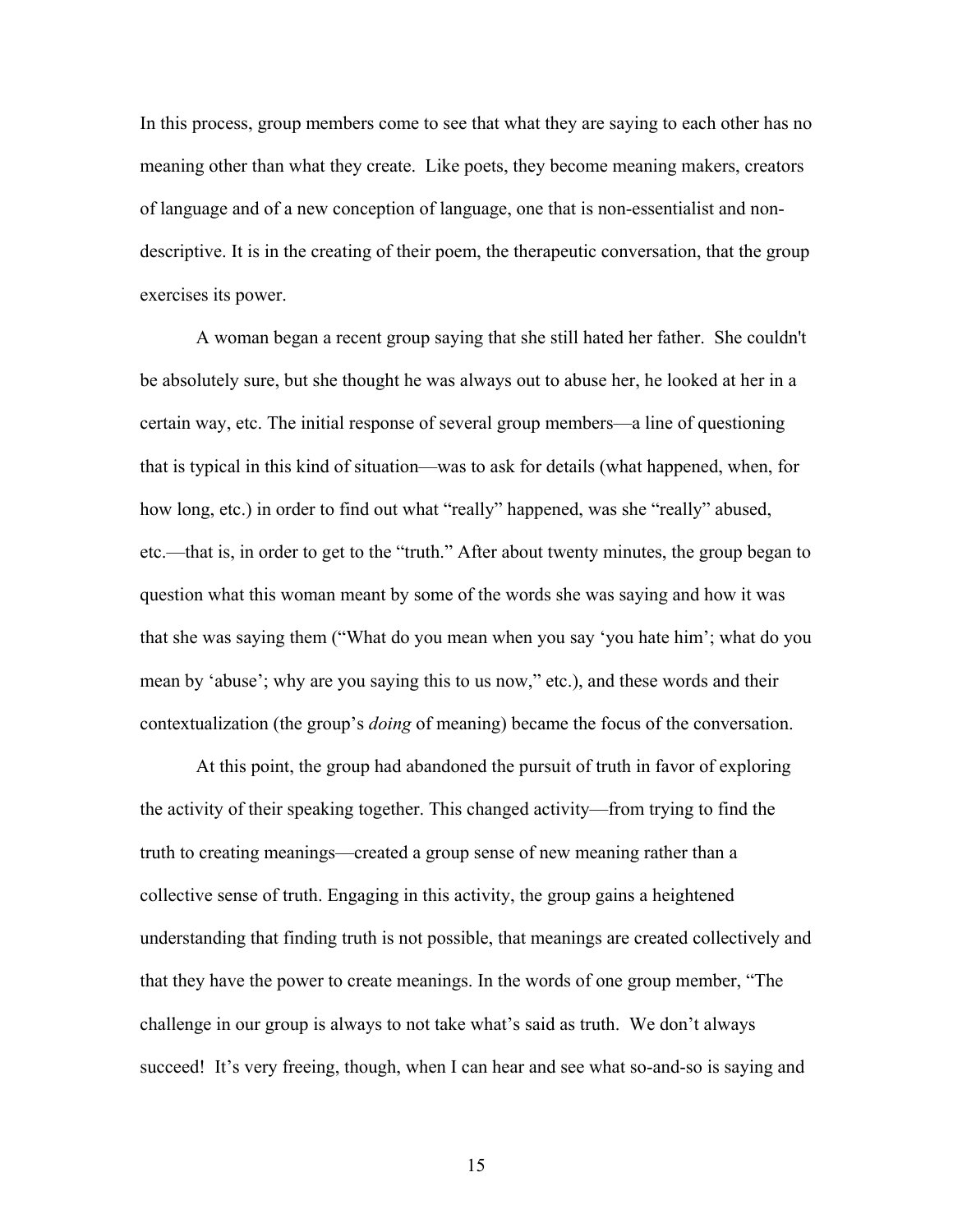In this process, group members come to see that what they are saying to each other has no meaning other than what they create. Like poets, they become meaning makers, creators of language and of a new conception of language, one that is non-essentialist and non-descriptive. It is in the creating of their poem, the therapeutic conversation, that the group exercises its power.

A woman began a recent group saying that she still hated her father. She couldn't be absolutely sure, but she thought he was always out to abuse her, he looked at her in a certain way, etc. The initial response of several group members—a line of questioning that is typical in this kind of situation—was to ask for details (what happened, when, for how long, etc.) in order to find out what "really" happened, was she "really" abused, etc.—that is, in order to get to the "truth." After about twenty minutes, the group began to question what this woman meant by some of the words she was saying and how it was that she was saying them ("What do you mean when you say 'you hate him'; what do you mean by 'abuse'; why are you saying this to us now," etc.), and these words and their contextualization (the group's *doing* of meaning) became the focus of the conversation.

At this point, the group had abandoned the pursuit of truth in favor of exploring the activity of their speaking together. This changed activity—from trying to find the truth to creating meanings—created a group sense of new meaning rather than a collective sense of truth. Engaging in this activity, the group gains a heightened understanding that finding truth is not possible, that meanings are created collectively and that they have the power to create meanings. In the words of one group member, "The challenge in our group is always to not take what's said as truth. We don't always succeed! It's very freeing, though, when I can hear and see what so-and-so is saying and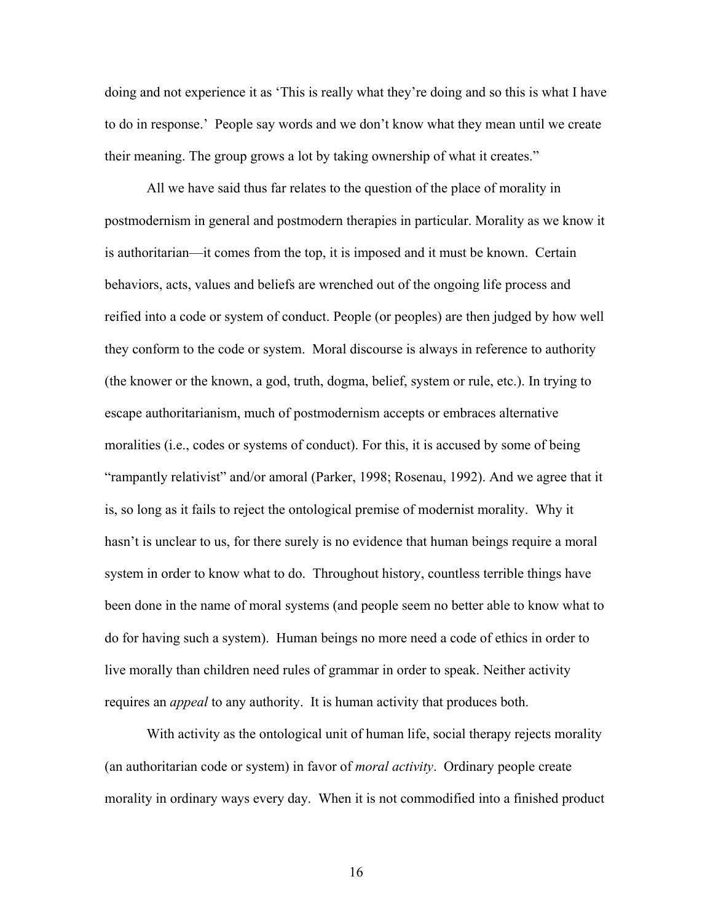doing and not experience it as 'This is really what they're doing and so this is what I have to do in response.' People say words and we don't know what they mean until we create their meaning. The group grows a lot by taking ownership of what it creates."

All we have said thus far relates to the question of the place of morality in postmodernism in general and postmodern therapies in particular. Morality as we know it is authoritarian—it comes from the top, it is imposed and it must be known. Certain behaviors, acts, values and beliefs are wrenched out of the ongoing life process and reified into a code or system of conduct. People (or peoples) are then judged by how well they conform to the code or system. Moral discourse is always in reference to authority (the knower or the known, a god, truth, dogma, belief, system or rule, etc.). In trying to escape authoritarianism, much of postmodernism accepts or embraces alternative moralities (i.e., codes or systems of conduct). For this, it is accused by some of being "rampantly relativist" and/or amoral (Parker, 1998; Rosenau, 1992). And we agree that it is, so long as it fails to reject the ontological premise of modernist morality. Why it hasn't is unclear to us, for there surely is no evidence that human beings require a moral system in order to know what to do. Throughout history, countless terrible things have been done in the name of moral systems (and people seem no better able to know what to do for having such a system). Human beings no more need a code of ethics in order to live morally than children need rules of grammar in order to speak. Neither activity requires an *appeal* to any authority. It is human activity that produces both.

With activity as the ontological unit of human life, social therapy rejects morality (an authoritarian code or system) in favor of *moral activity*. Ordinary people create morality in ordinary ways every day. When it is not commodified into a finished product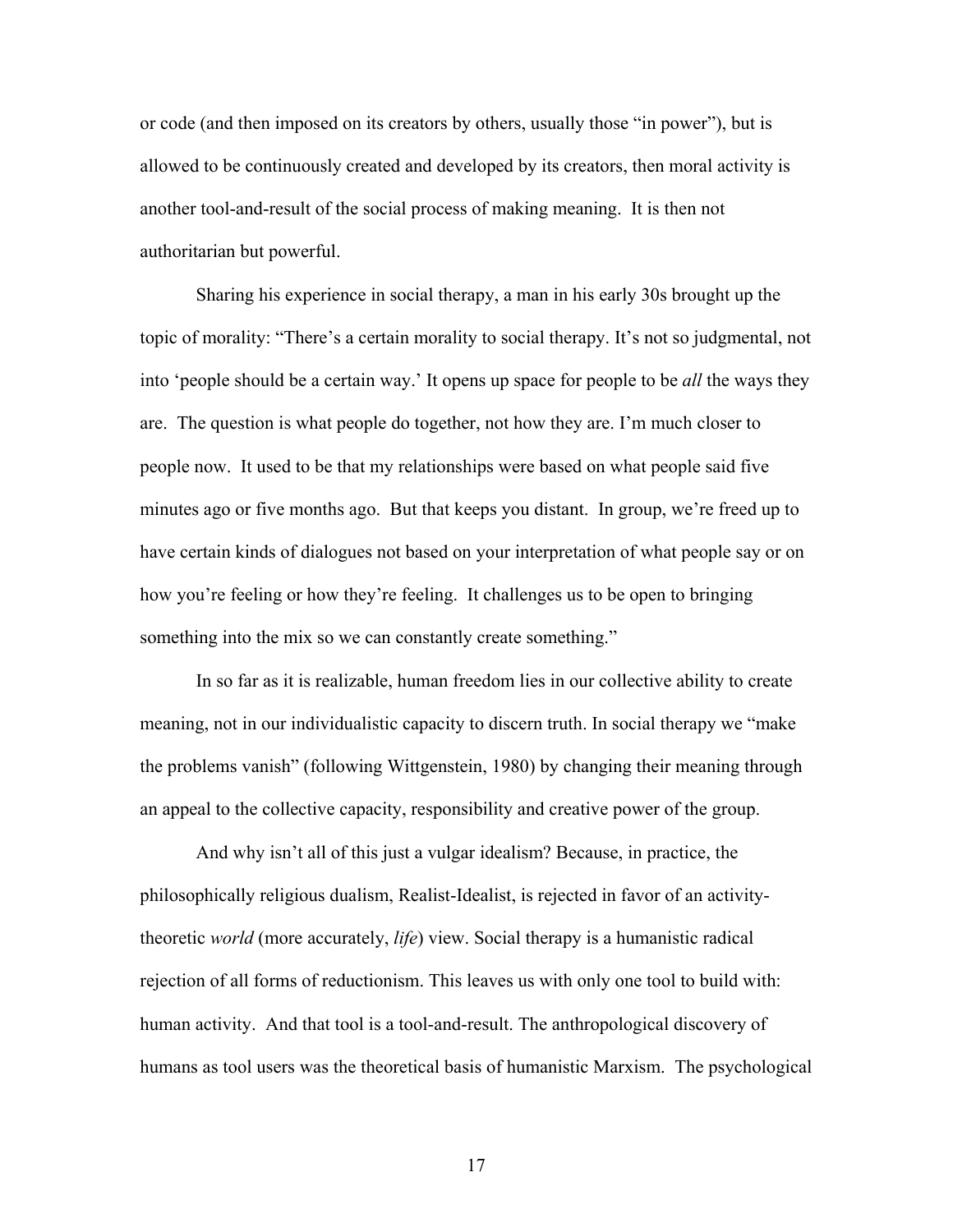or code (and then imposed on its creators by others, usually those "in power"), but is allowed to be continuously created and developed by its creators, then moral activity is another tool-and-result of the social process of making meaning. It is then not authoritarian but powerful.

Sharing his experience in social therapy, a man in his early 30s brought up the topic of morality: "There's a certain morality to social therapy. It's not so judgmental, not into 'people should be a certain way.' It opens up space for people to be *all* the ways they are. The question is what people do together, not how they are. I'm much closer to people now. It used to be that my relationships were based on what people said five minutes ago or five months ago. But that keeps you distant. In group, we're freed up to have certain kinds of dialogues not based on your interpretation of what people say or on how you're feeling or how they're feeling. It challenges us to be open to bringing something into the mix so we can constantly create something."

In so far as it is realizable, human freedom lies in our collective ability to create meaning, not in our individualistic capacity to discern truth. In social therapy we "make the problems vanish" (following Wittgenstein, 1980) by changing their meaning through an appeal to the collective capacity, responsibility and creative power of the group.

And why isn't all of this just a vulgar idealism? Because, in practice, the philosophically religious dualism, Realist-Idealist, is rejected in favor of an activity-theoretic *world* (more accurately, *life*) view. Social therapy is a humanistic radical rejection of all forms of reductionism. This leaves us with only one tool to build with: human activity. And that tool is a tool-and-result. The anthropological discovery of humans as tool users was the theoretical basis of humanistic Marxism. The psychological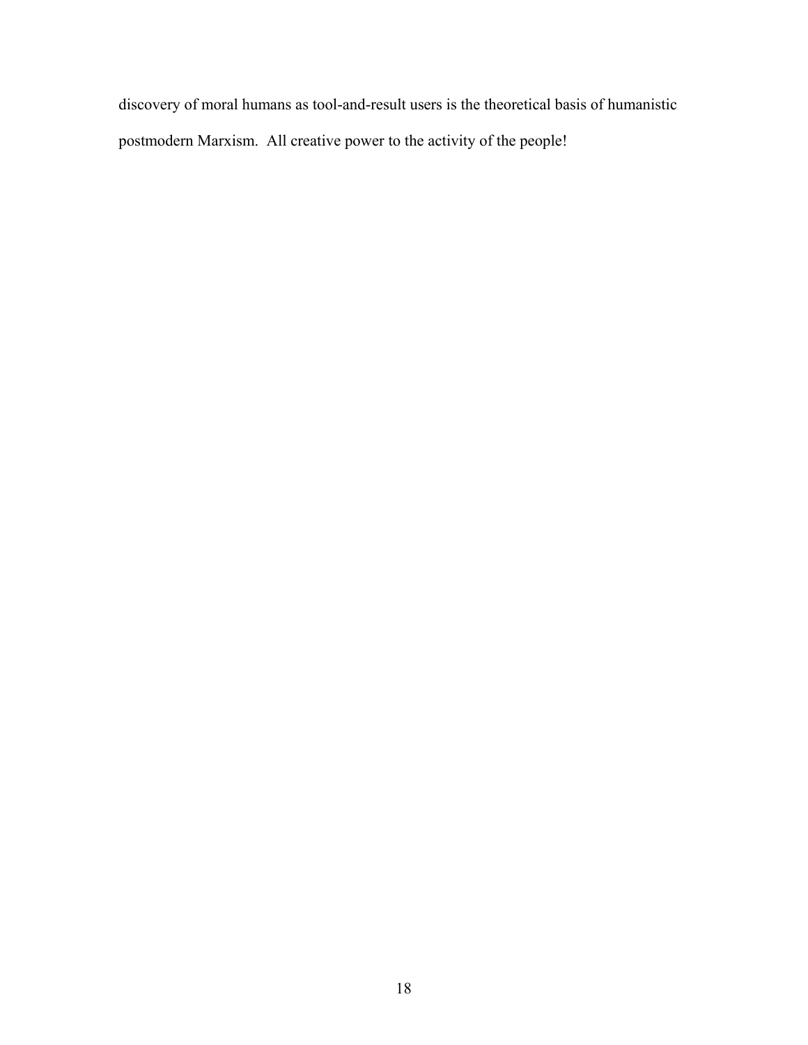discovery of moral humans as tool-and-result users is the theoretical basis of humanistic postmodern Marxism. All creative power to the activity of the people!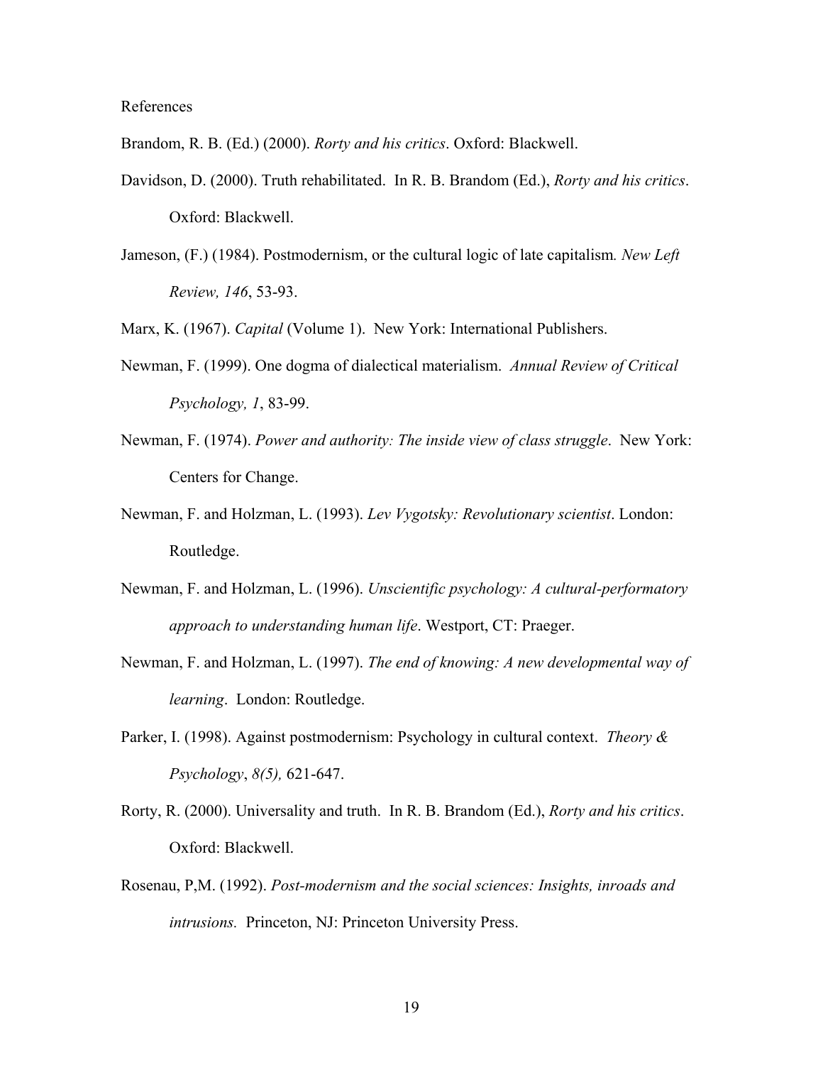References

Brandom, R. B. (Ed.) (2000). *Rorty and his critics*. Oxford: Blackwell.

Davidson, D. (2000). Truth rehabilitated. In R. B. Brandom (Ed.), *Rorty and his critics*. Oxford: Blackwell.

Jameson, (F.) (1984). Postmodernism, or the cultural logic of late capitalism. *New Left Review, 146*, 53-93.

Marx, K. (1967). *Capital* (Volume 1). New York: International Publishers.

Newman, F. (1999). One dogma of dialectical materialism. *Annual Review of Critical Psychology, 1*, 83-99.

Newman, F. (1974). *Power and authority: The inside view of class struggle*. New York: Centers for Change.

Newman, F. and Holzman, L. (1993). *Lev Vygotsky: Revolutionary scientist*. London: Routledge.

Newman, F. and Holzman, L. (1996). *Unscientific psychology: A cultural-performatory approach to understanding human life*. Westport, CT: Praeger.

Newman, F. and Holzman, L. (1997). *The end of knowing: A new developmental way of learning*. London: Routledge.

Parker, I. (1998). Against postmodernism: Psychology in cultural context. *Theory & Psychology*, *8(5),* 621-647.

Rorty, R. (2000). Universality and truth. In R. B. Brandom (Ed.), *Rorty and his critics*. Oxford: Blackwell.

Rosenau, P,M. (1992). *Post-modernism and the social sciences: Insights, inroads and intrusions.* Princeton, NJ: Princeton University Press.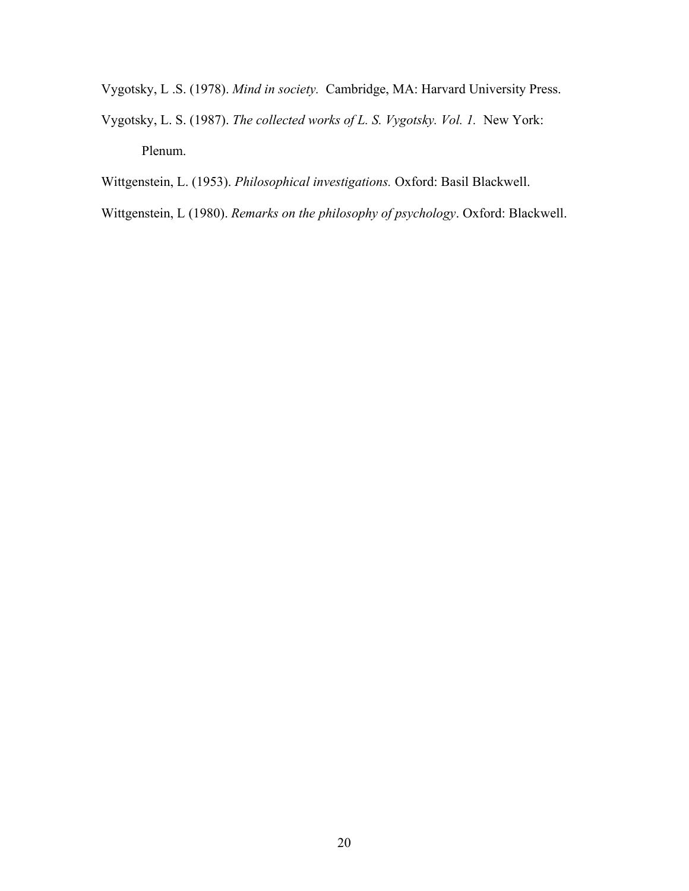Vygotsky, L .S. (1978). *Mind in society.* Cambridge, MA: Harvard University Press.

Vygotsky, L. S. (1987). *The collected works of L. S. Vygotsky. Vol. 1.* New York: Plenum.

Wittgenstein, L. (1953). *Philosophical investigations.* Oxford: Basil Blackwell.

Wittgenstein, L (1980). *Remarks on the philosophy of psychology*. Oxford: Blackwell.